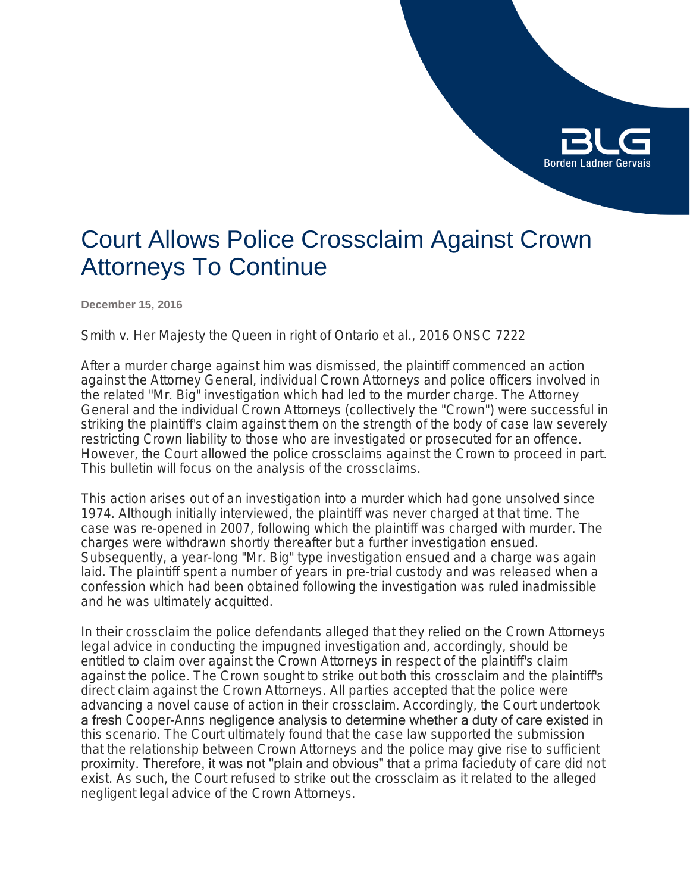# Court Allows Police Crossclaim Against Crown Attorneys To Continue

**December 15, 2016**

Smith v. Her Majesty the Queen in right of Ontario et al., 2016 ONSC 7222

After a murder charge against him was dismissed, the plaintiff commenced an action against the Attorney General, individual Crown Attorneys and police officers involved in the related "Mr. Big" investigation which had led to the murder charge. The Attorney General and the individual Crown Attorneys (collectively the "Crown") were successful in striking the plaintiff's claim against them on the strength of the body of case law severely restricting Crown liability to those who are investigated or prosecuted for an offence. However, the Court allowed the police crossclaims against the Crown to proceed in part. This bulletin will focus on the analysis of the crossclaims.

This action arises out of an investigation into a murder which had gone unsolved since 1974. Although initially interviewed, the plaintiff was never charged at that time. The case was re-opened in 2007, following which the plaintiff was charged with murder. The charges were withdrawn shortly thereafter but a further investigation ensued. Subsequently, a year-long "Mr. Big" type investigation ensued and a charge was again laid. The plaintiff spent a number of years in pre-trial custody and was released when a confession which had been obtained following the investigation was ruled inadmissible and he was ultimately acquitted.

In their crossclaim the police defendants alleged that they relied on the Crown Attorneys legal advice in conducting the impugned investigation and, accordingly, should be entitled to claim over against the Crown Attorneys in respect of the plaintiff's claim against the police. The Crown sought to strike out both this crossclaim and the plaintiff's direct claim against the Crown Attorneys. All parties accepted that the police were advancing a novel cause of action in their crossclaim. Accordingly, the Court undertook a fresh Cooper-Anns negligence analysis to determine whether a duty of care existed in this scenario. The Court ultimately found that the case law supported the submission that the relationship between Crown Attorneys and the police may give rise to sufficient proximity. Therefore, it was not "plain and obvious" that a *prima facie*duty of care did not exist. As such, the Court refused to strike out the crossclaim as it related to the alleged negligent legal advice of the Crown Attorneys.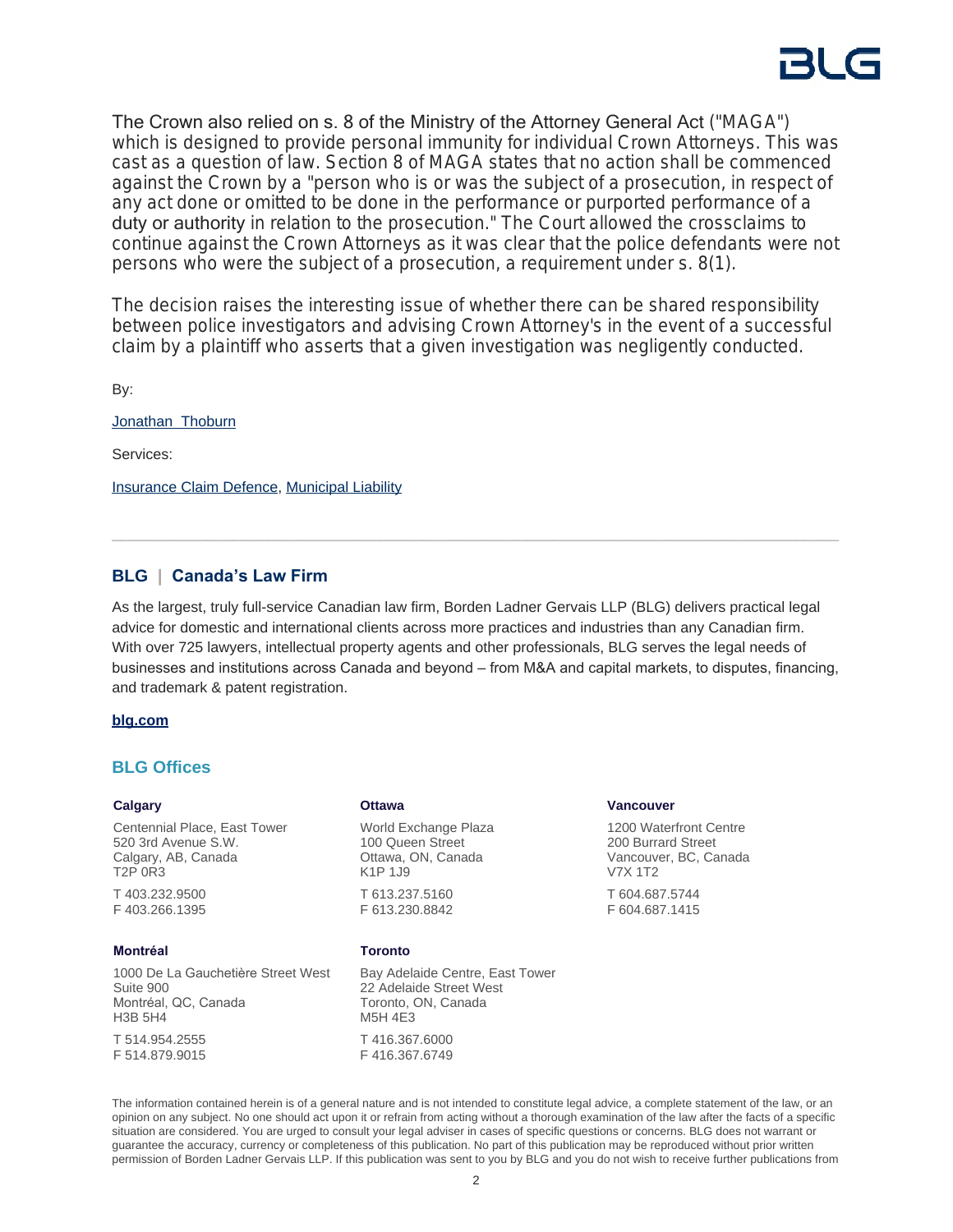The Crown also relied on s. 8 of the Ministry of the Attorney General Act ("MAGA") which is designed to provide personal immunity for individual Crown Attorneys. This was cast as a question of law. Section 8 of MAGA states that no action shall be commenced against the Crown by a "person who is or was the subject of a prosecution, in respect of any act done or omitted to be done in the performance or purported performance of a duty or authority in relation to the prosecution." The Court allowed the crossclaims to continue against the Crown Attorneys as it was clear that the police defendants were not persons who were the subject of a prosecution, a requirement under s. 8(1).

The decision raises the interesting issue of whether there can be shared responsibility between police investigators and advising Crown Attorney's in the event of a successful claim by a plaintiff who asserts that a given investigation was negligently conducted.

By:

Jonathan Thoburn

Services:

Insurance Claim Defence, Municipal Liability

---

## BLG | Canada's Law Firm

As the largest, truly full-service Canadian law firm, Borden Ladner Gervais LLP (BLG) delivers practical legal advice for domestic and international clients across more practices and industries than any Canadian firm. With over 725 lawyers, intellectual property agents and other professionals, BLG serves the legal needs of businesses and institutions across Canada and beyond – from M&A and capital markets, to disputes, financing, and trademark & patent registration.

**blg.com**

## BLG Offices

**Calgary**

Centennial Place, East Tower
520 3rd Avenue S.W.
Calgary, AB, Canada
T2P 0R3

T 403.232.9500
F 403.266.1395

**Ottawa**

World Exchange Plaza
100 Queen Street
Ottawa, ON, Canada
K1P 1J9

T 613.237.5160
F 613.230.8842

**Vancouver**

1200 Waterfront Centre
200 Burrard Street
Vancouver, BC, Canada
V7X 1T2

T 604.687.5744
F 604.687.1415

**Montréal**

1000 De La Gauchetière Street West
Suite 900
Montréal, QC, Canada
H3B 5H4

T 514.954.2555
F 514.879.9015

**Toronto**

Bay Adelaide Centre, East Tower
22 Adelaide Street West
Toronto, ON, Canada
M5H 4E3

T 416.367.6000
F 416.367.6749

The information contained herein is of a general nature and is not intended to constitute legal advice, a complete statement of the law, or an opinion on any subject. No one should act upon it or refrain from acting without a thorough examination of the law after the facts of a specific situation are considered. You are urged to consult your legal adviser in cases of specific questions or concerns. BLG does not warrant or guarantee the accuracy, currency or completeness of this publication. No part of this publication may be reproduced without prior written permission of Borden Ladner Gervais LLP. If this publication was sent to you by BLG and you do not wish to receive further publications from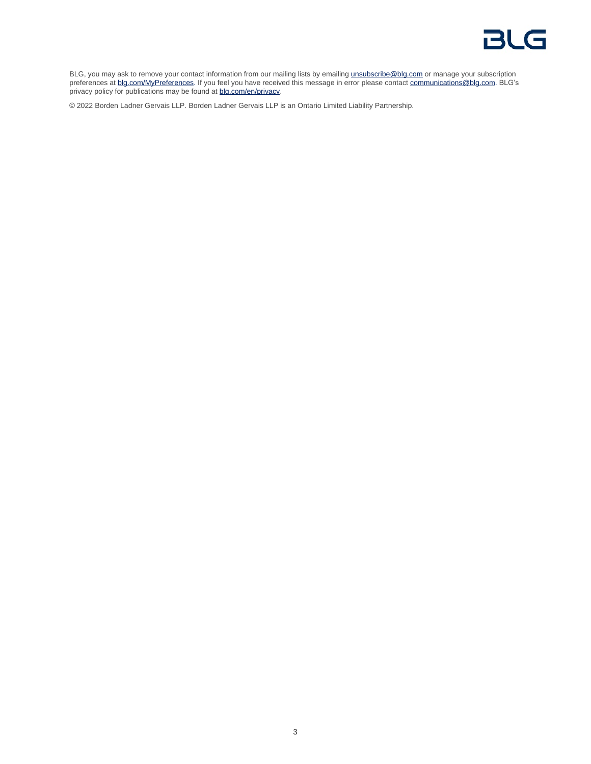BLG, you may ask to remove your contact information from our mailing lists by emailing unsubscribe@blg.com or manage your subscription preferences at blg.com/MyPreferences. If you feel you have received this message in error please contact communications@blg.com. BLG's privacy policy for publications may be found at blg.com/en/privacy.

© 2022 Borden Ladner Gervais LLP. Borden Ladner Gervais LLP is an Ontario Limited Liability Partnership.